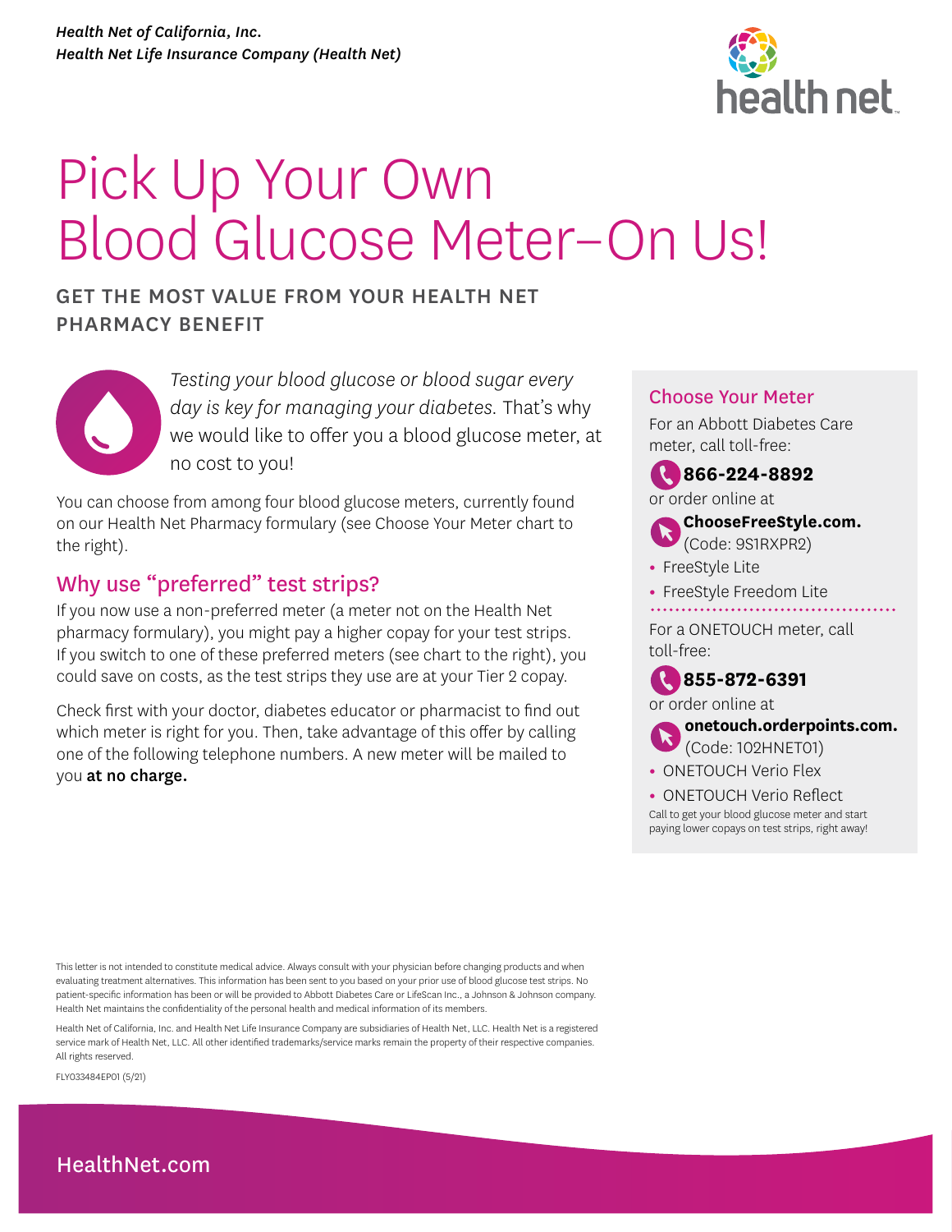*Health Net of California, Inc.*
*Health Net Life Insurance Company (Health Net)*

# Pick Up Your Own Blood Glucose Meter–On Us!

## GET THE MOST VALUE FROM YOUR HEALTH NET PHARMACY BENEFIT

*Testing your blood glucose or blood sugar every day is key for managing your diabetes.* That's why we would like to offer you a blood glucose meter, at no cost to you!

You can choose from among four blood glucose meters, currently found on our Health Net Pharmacy formulary (see Choose Your Meter chart to the right).

## Why use "preferred" test strips?

If you now use a non-preferred meter (a meter not on the Health Net pharmacy formulary), you might pay a higher copay for your test strips. If you switch to one of these preferred meters (see chart to the right), you could save on costs, as the test strips they use are at your Tier 2 copay.

Check first with your doctor, diabetes educator or pharmacist to find out which meter is right for you. Then, take advantage of this offer by calling one of the following telephone numbers. A new meter will be mailed to you **at no charge.**

## Choose Your Meter

For an Abbott Diabetes Care meter, call toll-free:

**866-224-8892**

or order online at

**ChooseFreeStyle.com.** (Code: 9S1RXPR2)

- FreeStyle Lite
- FreeStyle Freedom Lite

For a ONETOUCH meter, call toll-free:

**855-872-6391**

or order online at

**onetouch.orderpoints.com.** (Code: 102HNET01)

- ONETOUCH Verio Flex
- ONETOUCH Verio Reflect

Call to get your blood glucose meter and start paying lower copays on test strips, right away!

This letter is not intended to constitute medical advice. Always consult with your physician before changing products and when evaluating treatment alternatives. This information has been sent to you based on your prior use of blood glucose test strips. No patient-specific information has been or will be provided to Abbott Diabetes Care or LifeScan Inc., a Johnson & Johnson company. Health Net maintains the confidentiality of the personal health and medical information of its members.

Health Net of California, Inc. and Health Net Life Insurance Company are subsidiaries of Health Net, LLC. Health Net is a registered service mark of Health Net, LLC. All other identified trademarks/service marks remain the property of their respective companies. All rights reserved.

FLY033484EP01 (5/21)

HealthNet.com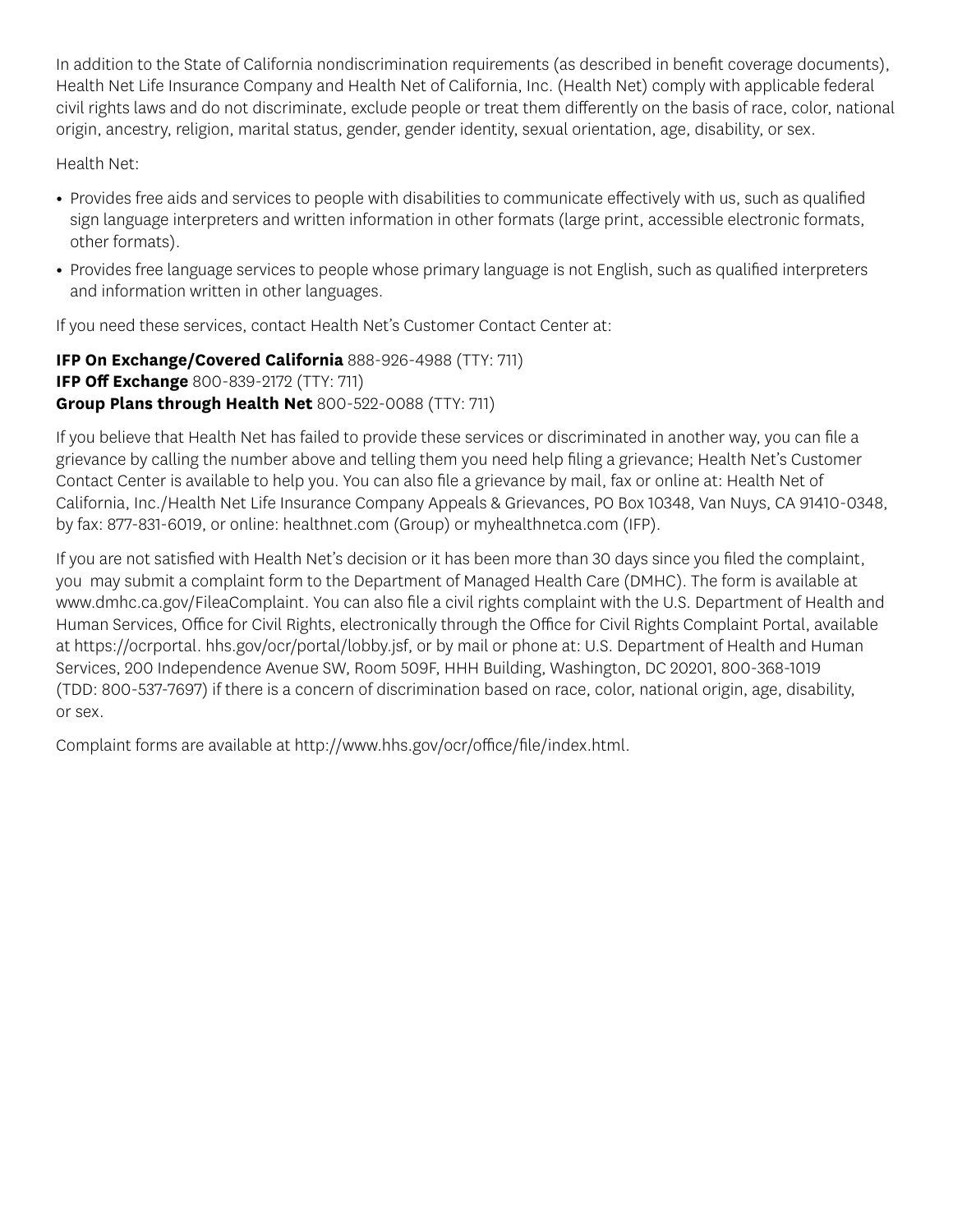In addition to the State of California nondiscrimination requirements (as described in benefit coverage documents), Health Net Life Insurance Company and Health Net of California, Inc. (Health Net) comply with applicable federal civil rights laws and do not discriminate, exclude people or treat them differently on the basis of race, color, national origin, ancestry, religion, marital status, gender, gender identity, sexual orientation, age, disability, or sex.

Health Net:

- Provides free aids and services to people with disabilities to communicate effectively with us, such as qualified sign language interpreters and written information in other formats (large print, accessible electronic formats, other formats).
- Provides free language services to people whose primary language is not English, such as qualified interpreters and information written in other languages.

If you need these services, contact Health Net's Customer Contact Center at:

**IFP On Exchange/Covered California** 888-926-4988 (TTY: 711)
**IFP Off Exchange** 800-839-2172 (TTY: 711)
**Group Plans through Health Net** 800-522-0088 (TTY: 711)

If you believe that Health Net has failed to provide these services or discriminated in another way, you can file a grievance by calling the number above and telling them you need help filing a grievance; Health Net's Customer Contact Center is available to help you. You can also file a grievance by mail, fax or online at: Health Net of California, Inc./Health Net Life Insurance Company Appeals & Grievances, PO Box 10348, Van Nuys, CA 91410-0348, by fax: 877-831-6019, or online: healthnet.com (Group) or myhealthnetca.com (IFP).

If you are not satisfied with Health Net's decision or it has been more than 30 days since you filed the complaint, you may submit a complaint form to the Department of Managed Health Care (DMHC). The form is available at www.dmhc.ca.gov/FileaComplaint. You can also file a civil rights complaint with the U.S. Department of Health and Human Services, Office for Civil Rights, electronically through the Office for Civil Rights Complaint Portal, available at https://ocrportal. hhs.gov/ocr/portal/lobby.jsf, or by mail or phone at: U.S. Department of Health and Human Services, 200 Independence Avenue SW, Room 509F, HHH Building, Washington, DC 20201, 800-368-1019 (TDD: 800-537-7697) if there is a concern of discrimination based on race, color, national origin, age, disability, or sex.

Complaint forms are available at http://www.hhs.gov/ocr/office/file/index.html.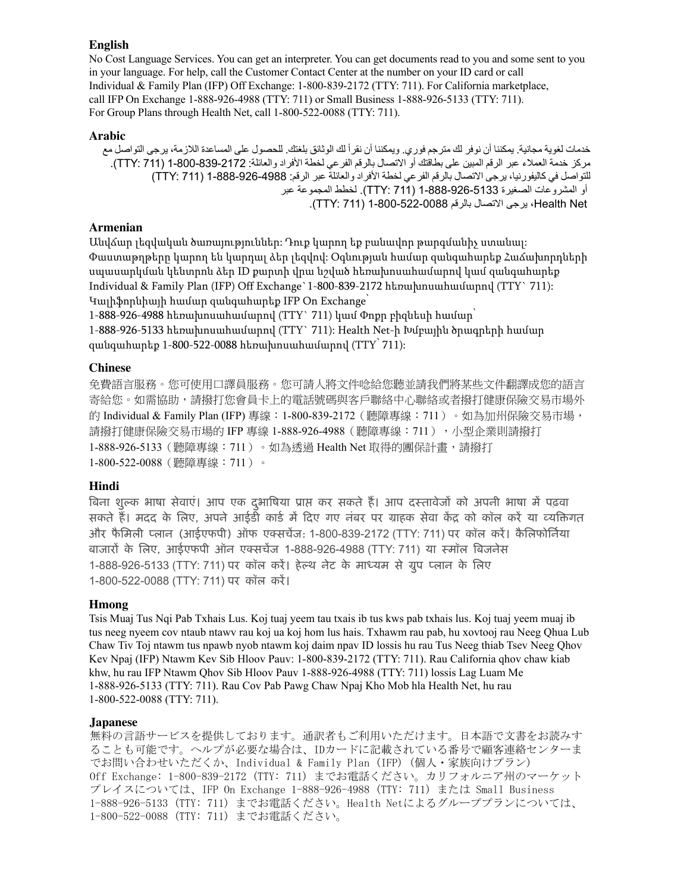**English**

No Cost Language Services. You can get an interpreter. You can get documents read to you and some sent to you in your language. For help, call the Customer Contact Center at the number on your ID card or call Individual & Family Plan (IFP) Off Exchange: 1-800-839-2172 (TTY: 711). For California marketplace, call IFP On Exchange 1-888-926-4988 (TTY: 711) or Small Business 1-888-926-5133 (TTY: 711). For Group Plans through Health Net, call 1-800-522-0088 (TTY: 711).

**Arabic**

خدمات لغوية مجانية. يمكننا أن نوفر لك مترجم فوري. ويمكننا أن نقرأ لك الوثائق بلغتك. للحصول على المساعدة اللازمة، يرجى التواصل مع مركز خدمة العملاء عبر الرقم المبين على بطاقتك أو الاتصال بالرقم الفرعي لخطة الأفراد والعائلة: 2172-839-800-1 (TTY: 711). للتواصل في كاليفورنيا، يرجى الاتصال بالرقم الفرعي لخطة الأفراد والعائلة عبر الرقم: 4988-926-888-1 (TTY: 711) أو المشروعات الصغيرة 5133-926-888-1 (TTY: 711). لخطط المجموعة عبر Health Net، يرجى الاتصال بالرقم 0088-522-800-1 (TTY: 711).

**Armenian**

Անվճար լեզվական ծառայություններ: Դուք կարող եք բանավոր թարգմանիչ ստանալ: Փաստաթղթերը կարող են կարդալ ձեր լեզվով: Օգնության համար զանգահարեք Հաճախորդների սպասարկման կենտրոն ձեր ID քարտի վրա նշված հեռախոսահամարով կամ զանգահարեք Individual & Family Plan (IFP) Off Exchange` 1-800-839-2172 հեռախոսահամարով (TTY` 711): Կալիֆորնիայի համար զանգահարեք IFP On Exchange` 1-888-926-4988 հեռախոսահամարով (TTY` 711) կամ Փոքր բիզնեսի համար` 1-888-926-5133 հեռախոսահամարով (TTY` 711): Health Net-ի Խմբային ծրագրերի համար զանգահարեք 1-800-522-0088 հեռախոսահամարով (TTY` 711):

**Chinese**

免費語言服務。您可使用口譯員服務。您可請人將文件唸給您聽並請我們將某些文件翻譯成您的語言寄給您。如需協助，請撥打您會員卡上的電話號碼與客戶聯絡中心聯絡或者撥打健康保險交易市場外的 Individual & Family Plan (IFP) 專線：1-800-839-2172（聽障專線：711）。如為加州保險交易市場，請撥打健康保險交易市場的 IFP 專線 1-888-926-4988（聽障專線：711），小型企業則請撥打 1-888-926-5133（聽障專線：711）。如為透過 Health Net 取得的團保計畫，請撥打 1-800-522-0088（聽障專線：711）。

**Hindi**

बिना शुल्क भाषा सेवाएं। आप एक दुभाषिया प्राप्त कर सकते हैं। आप दस्तावेजों को अपनी भाषा में पढ़वा सकते हैं। मदद के लिए, अपने आईडी कार्ड में दिए गए नंबर पर ग्राहक सेवा केंद्र को कॉल करें या व्यक्तिगत और फैमिली प्लान (आईएफपी) ऑफ एक्सचेंज: 1-800-839-2172 (TTY: 711) पर कॉल करें। कैलिफोर्निया बाजारों के लिए, आईएफपी ऑन एक्सचेंज 1-888-926-4988 (TTY: 711) या स्मॉल बिजनेस 1-888-926-5133 (TTY: 711) पर कॉल करें। हेल्थ नेट के माध्यम से ग्रुप प्लान के लिए 1-800-522-0088 (TTY: 711) पर कॉल करें।

**Hmong**

Tsis Muaj Tus Nqi Pab Txhais Lus. Koj tuaj yeem tau txais ib tus kws pab txhais lus. Koj tuaj yeem muaj ib tus neeg nyeem cov ntaub ntawv rau koj ua koj hom lus hais. Txhawm rau pab, hu xovtooj rau Neeg Qhua Lub Chaw Tiv Toj ntawm tus npawb nyob ntawm koj daim npav ID lossis hu rau Tus Neeg thiab Tsev Neeg Qhov Kev Npaj (IFP) Ntawm Kev Sib Hloov Pauv: 1-800-839-2172 (TTY: 711). Rau California qhov chaw kiab khw, hu rau IFP Ntawm Qhov Sib Hloov Pauv 1-888-926-4988 (TTY: 711) lossis Lag Luam Me 1-888-926-5133 (TTY: 711). Rau Cov Pab Pawg Chaw Npaj Kho Mob hla Health Net, hu rau 1-800-522-0088 (TTY: 711).

**Japanese**

無料の言語サービスを提供しております。通訳者もご利用いただけます。日本語で文書をお読みすることも可能です。ヘルプが必要な場合は、IDカードに記載されている番号で顧客連絡センターまでお問い合わせいただくか、Individual & Family Plan（IFP）（個人・家族向けプラン）Off Exchange: 1-800-839-2172（TTY: 711）までお電話ください。カリフォルニア州のマーケットプレイスについては、IFP On Exchange 1-888-926-4988（TTY: 711）または Small Business 1-888-926-5133（TTY: 711）までお電話ください。Health Netによるグループプランについては、1-800-522-0088（TTY: 711）までお電話ください。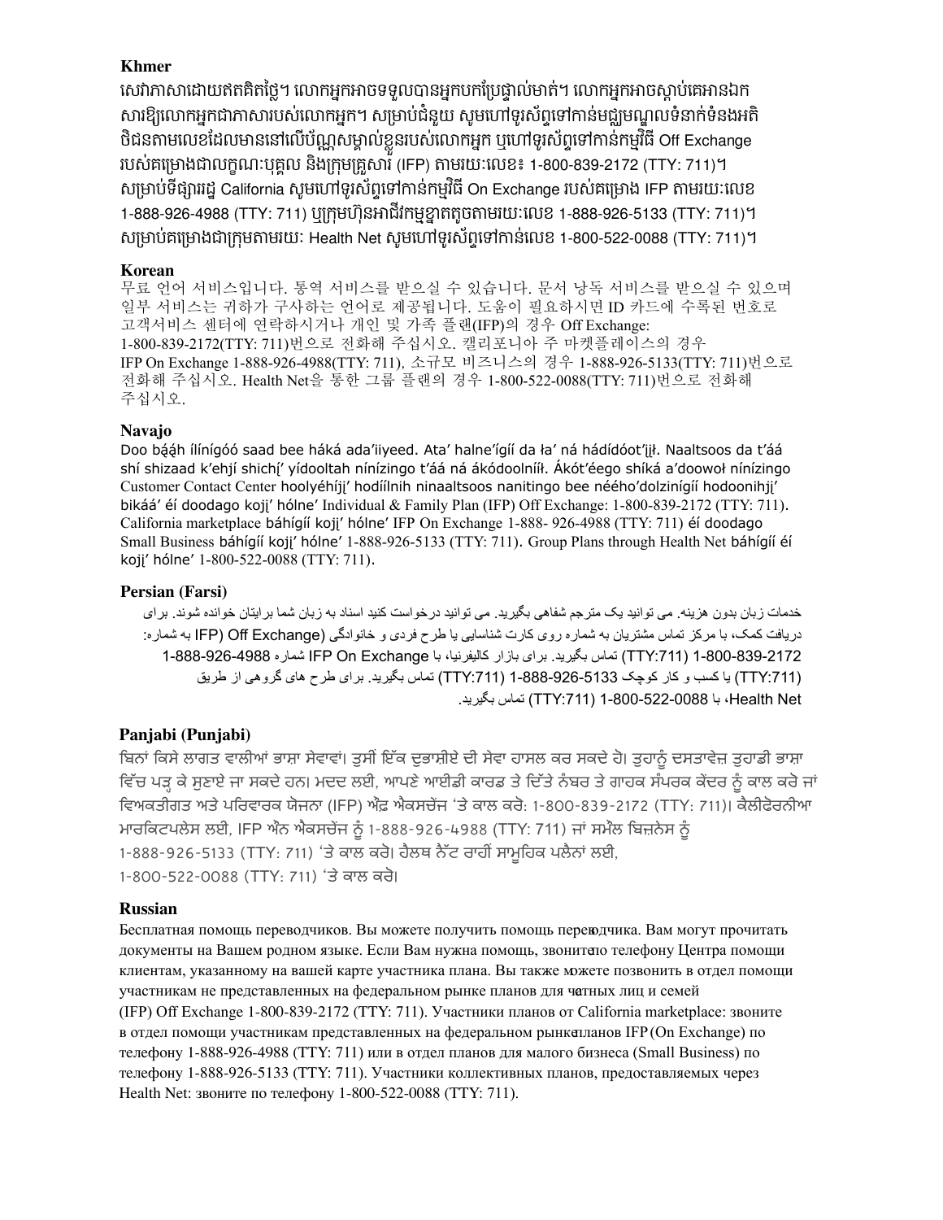## Khmer

សេវាភាសាដោយឥតគិតថ្លៃ។ លោកអ្នកអាចទទួលបានអ្នកបកប្រែផ្ទាល់មាត់។ លោកអ្នកអាចស្តាប់គេអានឯកសារឱ្យលោកអ្នកជាភាសារបស់លោកអ្នក។ សម្រាប់ជំនួយ សូមហៅទូរស័ព្ទទៅកាន់មជ្ឈមណ្ឌលទំនាក់ទំនងអតិថិជនតាមលេខដែលមាននៅលើប័ណ្ណសម្គាល់ខ្លួនរបស់លោកអ្នក ឬហៅទូរស័ព្ទទៅកាន់កម្មវិធី Off Exchange របស់គម្រោងជាលក្ខណៈបុគ្គល និងក្រុមគ្រួសារ (IFP) តាមរយៈលេខ៖ 1-800-839-2172 (TTY: 711)។ សម្រាប់ទីផ្សាររដ្ឋ California សូមហៅទូរស័ព្ទទៅកាន់កម្មវិធី On Exchange របស់គម្រោង IFP តាមរយៈលេខ 1-888-926-4988 (TTY: 711) ឬក្រុមហ៊ុនអាជីវកម្មខ្នាតតូចតាមរយៈលេខ 1-888-926-5133 (TTY: 711)។ សម្រាប់គម្រោងជាក្រុមតាមរយៈ Health Net សូមហៅទូរស័ព្ទទៅកាន់លេខ 1-800-522-0088 (TTY: 711)។

## Korean

무료 언어 서비스입니다. 통역 서비스를 받으실 수 있습니다. 문서 낭독 서비스를 받으실 수 있으며 일부 서비스는 귀하가 구사하는 언어로 제공됩니다. 도움이 필요하시면 ID 카드에 수록된 번호로 고객서비스 센터에 연락하시거나 개인 및 가족 플랜(IFP)의 경우 Off Exchange: 1-800-839-2172(TTY: 711)번으로 전화해 주십시오. 캘리포니아 주 마켓플레이스의 경우 IFP On Exchange 1-888-926-4988(TTY: 711), 소규모 비즈니스의 경우 1-888-926-5133(TTY: 711)번으로 전화해 주십시오. Health Net을 통한 그룹 플랜의 경우 1-800-522-0088(TTY: 711)번으로 전화해 주십시오.

## Navajo

Doo bááh ílínígóó saad bee háká ada'iiyeed. Ata' halne'ígíí da ła' ná hádídóot'įįł. Naaltsoos da t'áá shí shizaad k'ehjí shichį' yídooltah nínízingo t'áá ná ákódoolníił. Ákót'éego shíká a'doowoł nínízingo Customer Contact Center hoolyéhíjį' hodíílnih ninaaltsoos nanitingo bee nééhó'dolzinígíí hodoonihjį' bikáá' éí doodago kojį' hólne' Individual & Family Plan (IFP) Off Exchange: 1-800-839-2172 (TTY: 711). California marketplace báhígíí kojį' hólne' IFP On Exchange 1-888- 926-4988 (TTY: 711) éí doodago Small Business báhígíí kojį' hólne' 1-888-926-5133 (TTY: 711). Group Plans through Health Net báhígíí éí kojį' hólne' 1-800-522-0088 (TTY: 711).

## Persian (Farsi)

خدمات زبان بدون هزینه. می توانید یک مترجم شفاهی بگیرید. می توانید درخواست کنید اسناد به زبان شما برایتان خوانده شوند. برای دریافت کمک، با مرکز تماس مشتریان به شماره روی کارت شناسایی یا طرح فردی و خانوادگی (IFP) Off Exchange) به شماره: 1-800-839-2172 (TTY:711) تماس بگیرید. برای بازار کالیفرنیا، با IFP On Exchange شماره 1-888-926-4988 (TTY:711) یا کسب و کار کوچک 1-888-926-5133 (TTY:711) تماس بگیرید. برای طرح های گروهی از طریق Health Net، با 1-800-522-0088 (TTY:711) تماس بگیرید.

## Panjabi (Punjabi)

ਬਿਨਾਂ ਕਿਸੇ ਲਾਗਤ ਵਾਲੀਆਂ ਭਾਸ਼ਾ ਸੇਵਾਵਾਂ। ਤੁਸੀਂ ਇੱਕ ਦੁਭਾਸ਼ੀਏ ਦੀ ਸੇਵਾ ਹਾਸਲ ਕਰ ਸਕਦੇ ਹੋ। ਤੁਹਾਨੂੰ ਦਸਤਾਵੇਜ਼ ਤੁਹਾਡੀ ਭਾਸ਼ਾ ਵਿੱਚ ਪੜ੍ਹ ਕੇ ਸੁਣਾਏ ਜਾ ਸਕਦੇ ਹਨ। ਮਦਦ ਲਈ, ਆਪਣੇ ਆਈਡੀ ਕਾਰਡ ਤੇ ਦਿੱਤੇ ਨੰਬਰ ਤੇ ਗਾਹਕ ਸੰਪਰਕ ਕੇਂਦਰ ਨੂੰ ਕਾਲ ਕਰੋ ਜਾਂ ਵਿਅਕਤੀਗਤ ਅਤੇ ਪਰਿਵਾਰਕ ਯੋਜਨਾ (IFP) ਔਫ਼ ਐਕਸਚੇਂਜ 'ਤੇ ਕਾਲ ਕਰੋ: 1-800-839-2172 (TTY: 711)। ਕੈਲੀਫੋਰਨੀਆ ਮਾਰਕਿਟਪਲੇਸ ਲਈ, IFP ਔਨ ਐਕਸਚੇਂਜ ਨੂੰ 1-888-926-4988 (TTY: 711) ਜਾਂ ਸਮੌਲ ਬਿਜ਼ਨੇਸ ਨੂੰ 1-888-926-5133 (TTY: 711) 'ਤੇ ਕਾਲ ਕਰੋ। ਹੈਲਥ ਨੈੱਟ ਰਾਹੀਂ ਸਾਮੂਹਿਕ ਪਲੈਨਾਂ ਲਈ, 1-800-522-0088 (TTY: 711) 'ਤੇ ਕਾਲ ਕਰੋ।

## Russian

Бесплатная помощь переводчиков. Вы можете получить помощь переводчика. Вам могут прочитать документы на Вашем родном языке. Если Вам нужна помощь, звоните по телефону Центра помощи клиентам, указанному на вашей карте участника плана. Вы также можете позвонить в отдел помощи участникам не представленных на федеральном рынке планов для частных лиц и семей (IFP) Off Exchange 1-800-839-2172 (TTY: 711). Участники планов от California marketplace: звоните в отдел помощи участникам представленных на федеральном рынке планов IFP (On Exchange) по телефону 1-888-926-4988 (TTY: 711) или в отдел планов для малого бизнеса (Small Business) по телефону 1-888-926-5133 (TTY: 711). Участники коллективных планов, предоставляемых через Health Net: звоните по телефону 1-800-522-0088 (TTY: 711).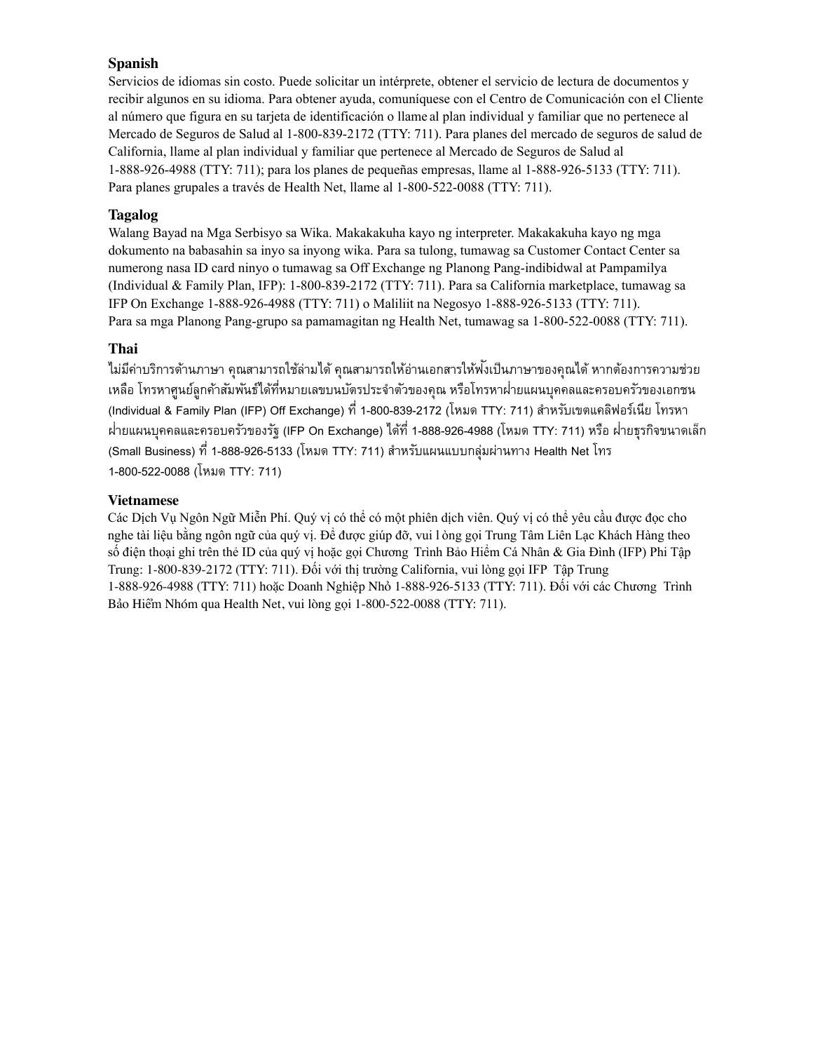**Spanish**

Servicios de idiomas sin costo. Puede solicitar un intérprete, obtener el servicio de lectura de documentos y recibir algunos en su idioma. Para obtener ayuda, comuníquese con el Centro de Comunicación con el Cliente al número que figura en su tarjeta de identificación o llame al plan individual y familiar que no pertenece al Mercado de Seguros de Salud al 1-800-839-2172 (TTY: 711). Para planes del mercado de seguros de salud de California, llame al plan individual y familiar que pertenece al Mercado de Seguros de Salud al 1-888-926-4988 (TTY: 711); para los planes de pequeñas empresas, llame al 1-888-926-5133 (TTY: 711). Para planes grupales a través de Health Net, llame al 1-800-522-0088 (TTY: 711).

**Tagalog**

Walang Bayad na Mga Serbisyo sa Wika. Makakakuha kayo ng interpreter. Makakakuha kayo ng mga dokumento na babasahin sa inyo sa inyong wika. Para sa tulong, tumawag sa Customer Contact Center sa numerong nasa ID card ninyo o tumawag sa Off Exchange ng Planong Pang-indibidwal at Pampamilya (Individual & Family Plan, IFP): 1-800-839-2172 (TTY: 711). Para sa California marketplace, tumawag sa IFP On Exchange 1-888-926-4988 (TTY: 711) o Maliliit na Negosyo 1-888-926-5133 (TTY: 711). Para sa mga Planong Pang-grupo sa pamamagitan ng Health Net, tumawag sa 1-800-522-0088 (TTY: 711).

**Thai**

ไม่มีค่าบริการด้านภาษา คุณสามารถใช้ล่ามได้ คุณสามารถให้อ่านเอกสารให้ฟังเป็นภาษาของคุณได้ หากต้องการความช่วยเหลือ โทรหาศูนย์ลูกค้าสัมพันธ์ได้ที่หมายเลขบนบัตรประจำตัวของคุณ หรือโทรหาฝ่ายแผนบุคคลและครอบครัวของเอกชน (Individual & Family Plan (IFP) Off Exchange) ที่ 1-800-839-2172 (โหมด TTY: 711) สำหรับเขตแคลิฟอร์เนีย โทรหาฝ่ายแผนบุคคลและครอบครัวของรัฐ (IFP On Exchange) ได้ที่ 1-888-926-4988 (โหมด TTY: 711) หรือ ฝ่ายธุรกิจขนาดเล็ก (Small Business) ที่ 1-888-926-5133 (โหมด TTY: 711) สำหรับแผนแบบกลุ่มผ่านทาง Health Net โทร 1-800-522-0088 (โหมด TTY: 711)

**Vietnamese**

Các Dịch Vụ Ngôn Ngữ Miễn Phí. Quý vị có thể có một phiên dịch viên. Quý vị có thể yêu cầu được đọc cho nghe tài liệu bằng ngôn ngữ của quý vị. Để được giúp đỡ, vui lòng gọi Trung Tâm Liên Lạc Khách Hàng theo số điện thoại ghi trên thẻ ID của quý vị hoặc gọi Chương Trình Bảo Hiểm Cá Nhân & Gia Đình (IFP) Phi Tập Trung: 1-800-839-2172 (TTY: 711). Đối với thị trường California, vui lòng gọi IFP Tập Trung 1-888-926-4988 (TTY: 711) hoặc Doanh Nghiệp Nhỏ 1-888-926-5133 (TTY: 711). Đối với các Chương Trình Bảo Hiểm Nhóm qua Health Net, vui lòng gọi 1-800-522-0088 (TTY: 711).